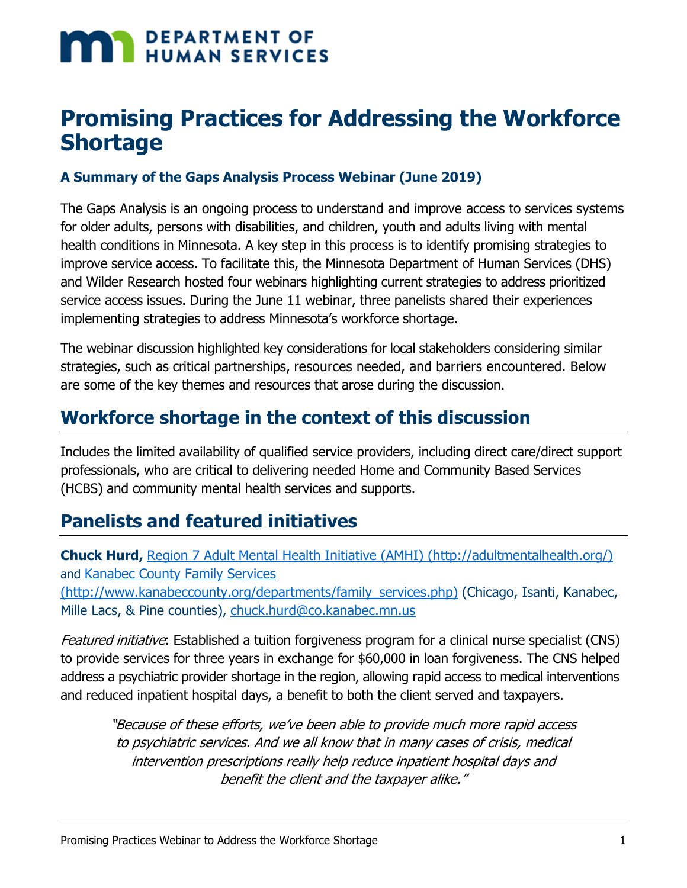DEPARTMENT OF HUMAN SERVICES

# Promising Practices for Addressing the Workforce Shortage

### A Summary of the Gaps Analysis Process Webinar (June 2019)

The Gaps Analysis is an ongoing process to understand and improve access to services systems for older adults, persons with disabilities, and children, youth and adults living with mental health conditions in Minnesota. A key step in this process is to identify promising strategies to improve service access. To facilitate this, the Minnesota Department of Human Services (DHS) and Wilder Research hosted four webinars highlighting current strategies to address prioritized service access issues. During the June 11 webinar, three panelists shared their experiences implementing strategies to address Minnesota's workforce shortage.

The webinar discussion highlighted key considerations for local stakeholders considering similar strategies, such as critical partnerships, resources needed, and barriers encountered. Below are some of the key themes and resources that arose during the discussion.

## Workforce shortage in the context of this discussion

Includes the limited availability of qualified service providers, including direct care/direct support professionals, who are critical to delivering needed Home and Community Based Services (HCBS) and community mental health services and supports.

## Panelists and featured initiatives

**Chuck Hurd,** [Region 7 Adult Mental Health Initiative (AMHI) (http://adultmentalhealth.org/)](http://adultmentalhealth.org/) and [Kanabec County Family Services (http://www.kanabeccounty.org/departments/family_services.php)](http://www.kanabeccounty.org/departments/family_services.php) (Chicago, Isanti, Kanabec, Mille Lacs, & Pine counties), chuck.hurd@co.kanabec.mn.us

*Featured initiative*: Established a tuition forgiveness program for a clinical nurse specialist (CNS) to provide services for three years in exchange for $60,000 in loan forgiveness. The CNS helped address a psychiatric provider shortage in the region, allowing rapid access to medical interventions and reduced inpatient hospital days, a benefit to both the client served and taxpayers.

> *"Because of these efforts, we've been able to provide much more rapid access to psychiatric services. And we all know that in many cases of crisis, medical intervention prescriptions really help reduce inpatient hospital days and benefit the client and the taxpayer alike."*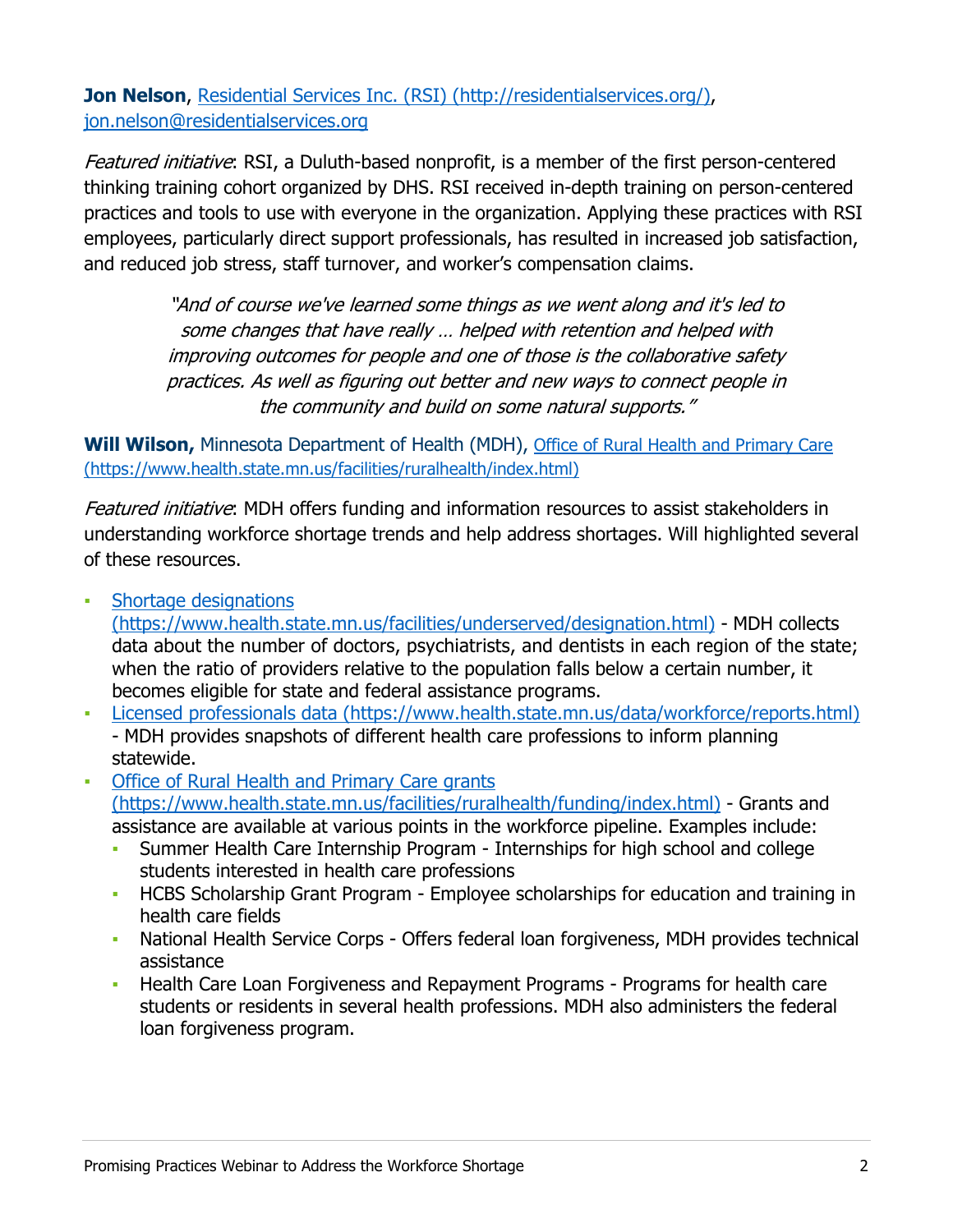**Jon Nelson**, [Residential Services Inc. (RSI) (http://residentialservices.org/)](http://residentialservices.org/), [jon.nelson@residentialservices.org](mailto:jon.nelson@residentialservices.org)

*Featured initiative*: RSI, a Duluth-based nonprofit, is a member of the first person-centered thinking training cohort organized by DHS. RSI received in-depth training on person-centered practices and tools to use with everyone in the organization. Applying these practices with RSI employees, particularly direct support professionals, has resulted in increased job satisfaction, and reduced job stress, staff turnover, and worker's compensation claims.

> *"And of course we've learned some things as we went along and it's led to some changes that have really … helped with retention and helped with improving outcomes for people and one of those is the collaborative safety practices. As well as figuring out better and new ways to connect people in the community and build on some natural supports."*

**Will Wilson,** Minnesota Department of Health (MDH), [Office of Rural Health and Primary Care (https://www.health.state.mn.us/facilities/ruralhealth/index.html)](https://www.health.state.mn.us/facilities/ruralhealth/index.html)

*Featured initiative*: MDH offers funding and information resources to assist stakeholders in understanding workforce shortage trends and help address shortages. Will highlighted several of these resources.

- [Shortage designations (https://www.health.state.mn.us/facilities/underserved/designation.html)](https://www.health.state.mn.us/facilities/underserved/designation.html) - MDH collects data about the number of doctors, psychiatrists, and dentists in each region of the state; when the ratio of providers relative to the population falls below a certain number, it becomes eligible for state and federal assistance programs.
- [Licensed professionals data (https://www.health.state.mn.us/data/workforce/reports.html)](https://www.health.state.mn.us/data/workforce/reports.html) - MDH provides snapshots of different health care professions to inform planning statewide.
- [Office of Rural Health and Primary Care grants (https://www.health.state.mn.us/facilities/ruralhealth/funding/index.html)](https://www.health.state.mn.us/facilities/ruralhealth/funding/index.html) - Grants and assistance are available at various points in the workforce pipeline. Examples include:
  - Summer Health Care Internship Program - Internships for high school and college students interested in health care professions
  - HCBS Scholarship Grant Program - Employee scholarships for education and training in health care fields
  - National Health Service Corps - Offers federal loan forgiveness, MDH provides technical assistance
  - Health Care Loan Forgiveness and Repayment Programs - Programs for health care students or residents in several health professions. MDH also administers the federal loan forgiveness program.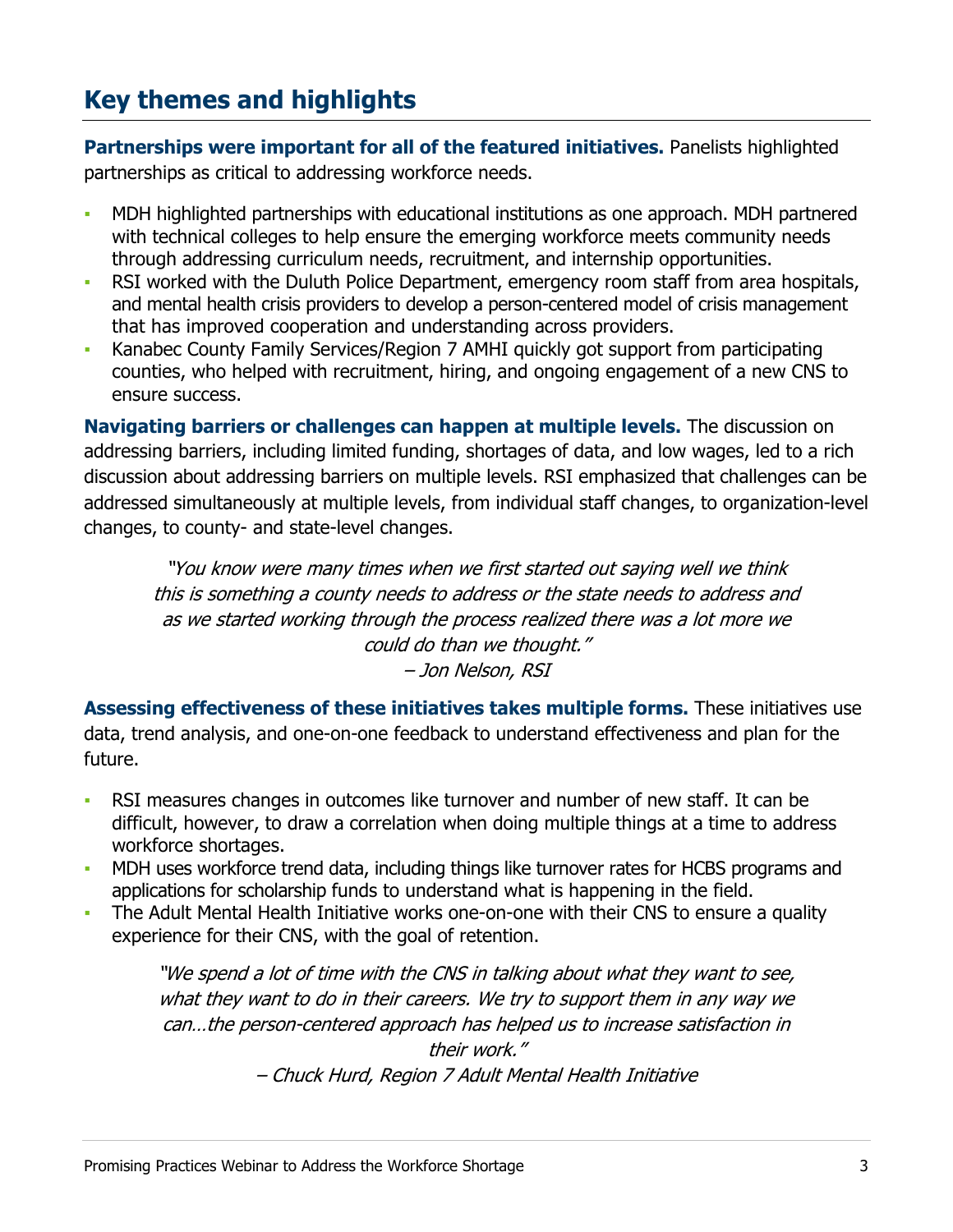## Key themes and highlights

**Partnerships were important for all of the featured initiatives.** Panelists highlighted partnerships as critical to addressing workforce needs.

- MDH highlighted partnerships with educational institutions as one approach. MDH partnered with technical colleges to help ensure the emerging workforce meets community needs through addressing curriculum needs, recruitment, and internship opportunities.
- RSI worked with the Duluth Police Department, emergency room staff from area hospitals, and mental health crisis providers to develop a person-centered model of crisis management that has improved cooperation and understanding across providers.
- Kanabec County Family Services/Region 7 AMHI quickly got support from participating counties, who helped with recruitment, hiring, and ongoing engagement of a new CNS to ensure success.

**Navigating barriers or challenges can happen at multiple levels.** The discussion on addressing barriers, including limited funding, shortages of data, and low wages, led to a rich discussion about addressing barriers on multiple levels. RSI emphasized that challenges can be addressed simultaneously at multiple levels, from individual staff changes, to organization-level changes, to county- and state-level changes.

> *"You know were many times when we first started out saying well we think this is something a county needs to address or the state needs to address and as we started working through the process realized there was a lot more we could do than we thought."*
> *– Jon Nelson, RSI*

**Assessing effectiveness of these initiatives takes multiple forms.** These initiatives use data, trend analysis, and one-on-one feedback to understand effectiveness and plan for the future.

- RSI measures changes in outcomes like turnover and number of new staff. It can be difficult, however, to draw a correlation when doing multiple things at a time to address workforce shortages.
- MDH uses workforce trend data, including things like turnover rates for HCBS programs and applications for scholarship funds to understand what is happening in the field.
- The Adult Mental Health Initiative works one-on-one with their CNS to ensure a quality experience for their CNS, with the goal of retention.

> *"We spend a lot of time with the CNS in talking about what they want to see, what they want to do in their careers. We try to support them in any way we can…the person-centered approach has helped us to increase satisfaction in their work."*
> *– Chuck Hurd, Region 7 Adult Mental Health Initiative*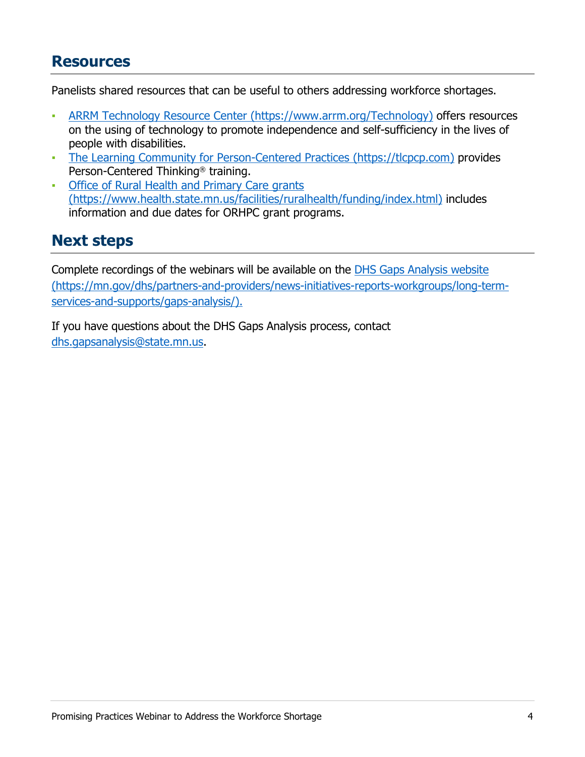## Resources

Panelists shared resources that can be useful to others addressing workforce shortages.

- [ARRM Technology Resource Center (https://www.arrm.org/Technology)](https://www.arrm.org/Technology) offers resources on the using of technology to promote independence and self-sufficiency in the lives of people with disabilities.
- [The Learning Community for Person-Centered Practices (https://tlcpcp.com)](https://tlcpcp.com) provides Person-Centered Thinking® training.
- [Office of Rural Health and Primary Care grants (https://www.health.state.mn.us/facilities/ruralhealth/funding/index.html)](https://www.health.state.mn.us/facilities/ruralhealth/funding/index.html) includes information and due dates for ORHPC grant programs.

## Next steps

Complete recordings of the webinars will be available on the [DHS Gaps Analysis website (https://mn.gov/dhs/partners-and-providers/news-initiatives-reports-workgroups/long-term-services-and-supports/gaps-analysis/).](https://mn.gov/dhs/partners-and-providers/news-initiatives-reports-workgroups/long-term-services-and-supports/gaps-analysis/)

If you have questions about the DHS Gaps Analysis process, contact [dhs.gapsanalysis@state.mn.us](mailto:dhs.gapsanalysis@state.mn.us).